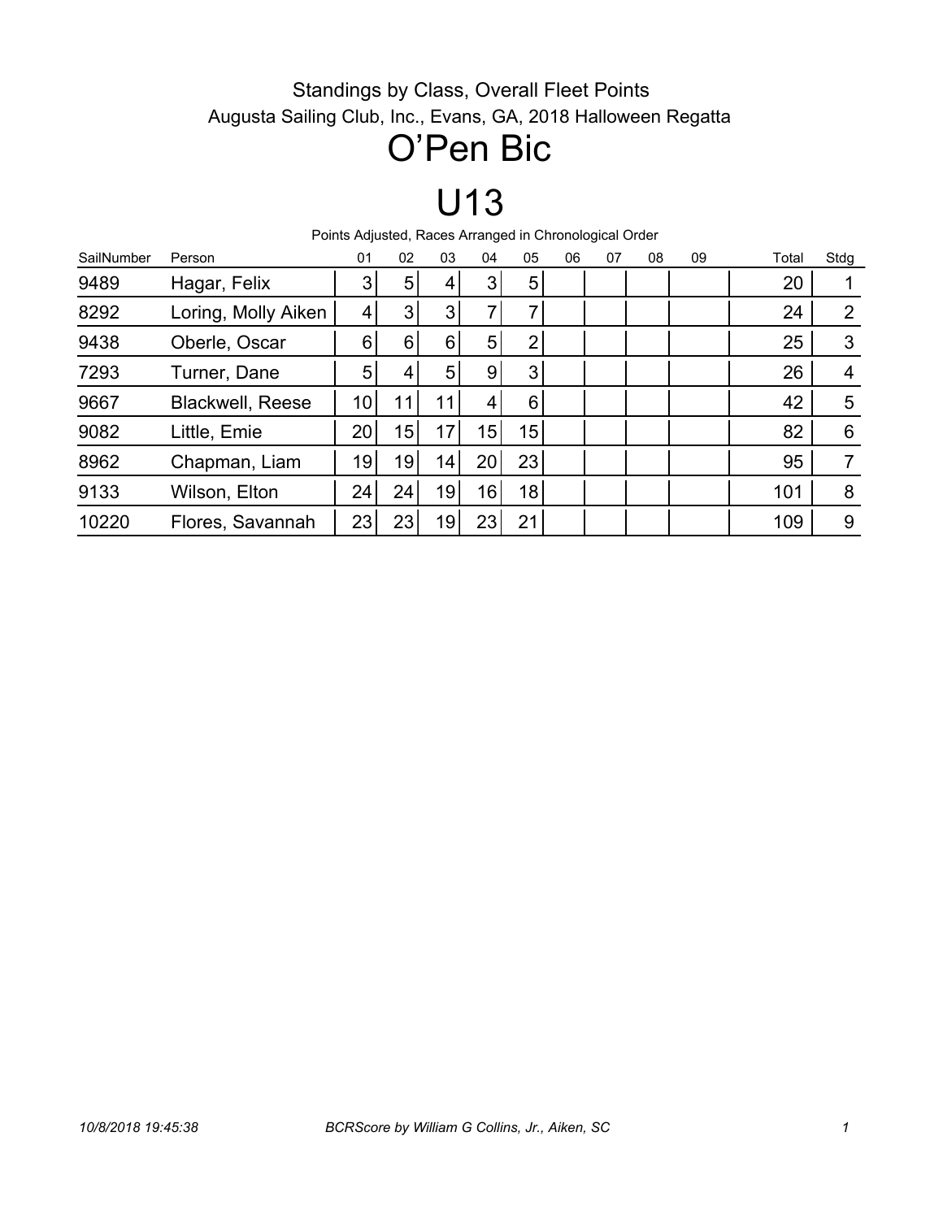Standings by Class, Overall Fleet Points

Augusta Sailing Club, Inc., Evans, GA, 2018 Halloween Regatta

# O'Pen Bic

# U13

Points Adjusted, Races Arranged in Chronological Order

| SailNumber | Person | 01 | 02 | 03 | 04 | 05 | 06 | 07 | 08 | 09 | Total | Stdg |
|---|---|---|---|---|---|---|---|---|---|---|---|---|
| 9489 | Hagar, Felix | 3 | 5 | 4 | 3 | 5 | | | | | 20 | 1 |
| 8292 | Loring, Molly Aiken | 4 | 3 | 3 | 7 | 7 | | | | | 24 | 2 |
| 9438 | Oberle, Oscar | 6 | 6 | 6 | 5 | 2 | | | | | 25 | 3 |
| 7293 | Turner, Dane | 5 | 4 | 5 | 9 | 3 | | | | | 26 | 4 |
| 9667 | Blackwell, Reese | 10 | 11 | 11 | 4 | 6 | | | | | 42 | 5 |
| 9082 | Little, Emie | 20 | 15 | 17 | 15 | 15 | | | | | 82 | 6 |
| 8962 | Chapman, Liam | 19 | 19 | 14 | 20 | 23 | | | | | 95 | 7 |
| 9133 | Wilson, Elton | 24 | 24 | 19 | 16 | 18 | | | | | 101 | 8 |
| 10220 | Flores, Savannah | 23 | 23 | 19 | 23 | 21 | | | | | 109 | 9 |

*10/8/2018 19:45:38* *BCRScore by William G Collins, Jr., Aiken, SC*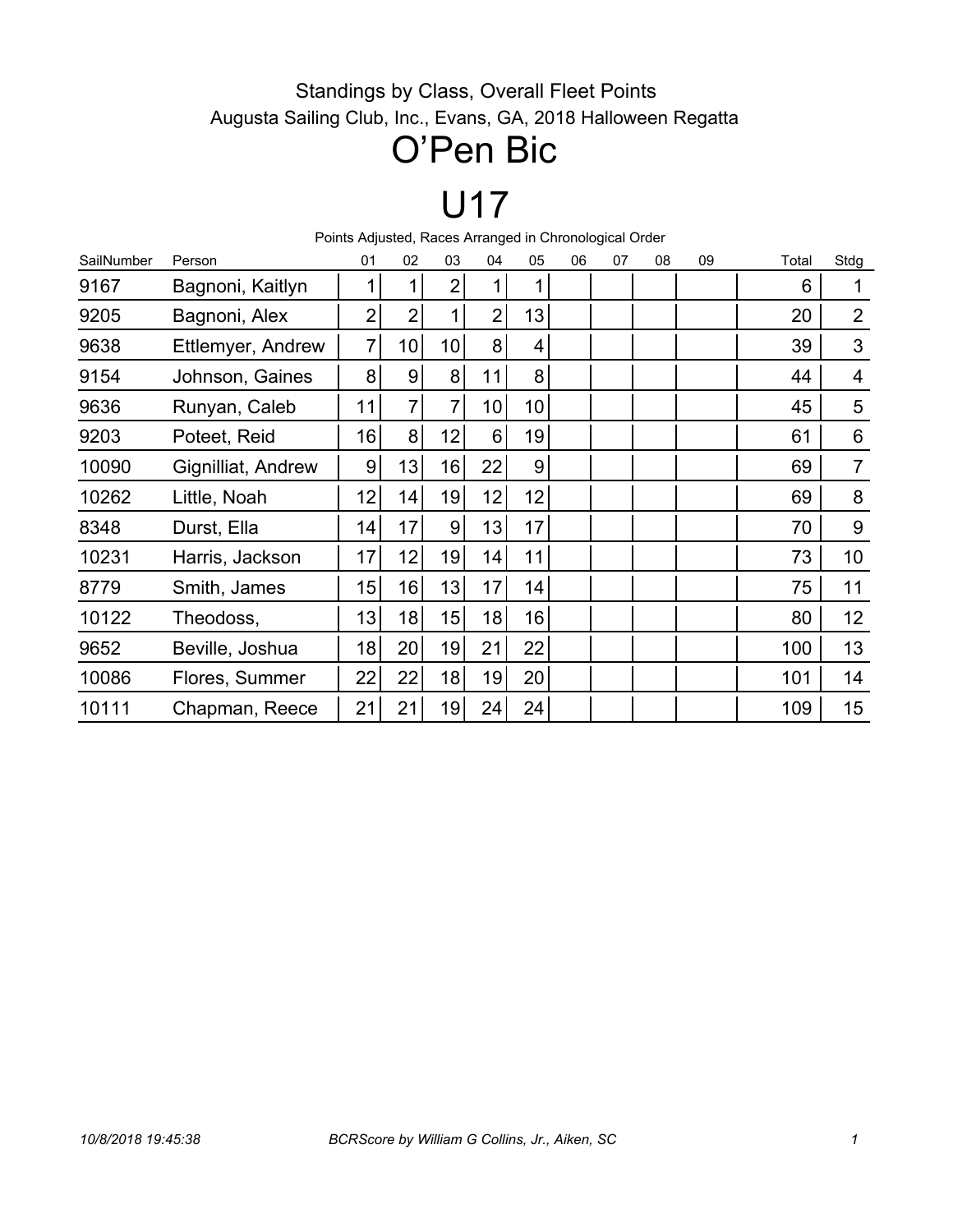Standings by Class, Overall Fleet Points

Augusta Sailing Club, Inc., Evans, GA, 2018 Halloween Regatta

# O'Pen Bic

# U17

Points Adjusted, Races Arranged in Chronological Order

| SailNumber | Person | 01 | 02 | 03 | 04 | 05 | 06 | 07 | 08 | 09 | Total | Stdg |
|---|---|---|---|---|---|---|---|---|---|---|---|---|
| 9167 | Bagnoni, Kaitlyn | 1 | 1 | 2 | 1 | 1 | | | | | 6 | 1 |
| 9205 | Bagnoni, Alex | 2 | 2 | 1 | 2 | 13 | | | | | 20 | 2 |
| 9638 | Ettlemyer, Andrew | 7 | 10 | 10 | 8 | 4 | | | | | 39 | 3 |
| 9154 | Johnson, Gaines | 8 | 9 | 8 | 11 | 8 | | | | | 44 | 4 |
| 9636 | Runyan, Caleb | 11 | 7 | 7 | 10 | 10 | | | | | 45 | 5 |
| 9203 | Poteet, Reid | 16 | 8 | 12 | 6 | 19 | | | | | 61 | 6 |
| 10090 | Gignilliat, Andrew | 9 | 13 | 16 | 22 | 9 | | | | | 69 | 7 |
| 10262 | Little, Noah | 12 | 14 | 19 | 12 | 12 | | | | | 69 | 8 |
| 8348 | Durst, Ella | 14 | 17 | 9 | 13 | 17 | | | | | 70 | 9 |
| 10231 | Harris, Jackson | 17 | 12 | 19 | 14 | 11 | | | | | 73 | 10 |
| 8779 | Smith, James | 15 | 16 | 13 | 17 | 14 | | | | | 75 | 11 |
| 10122 | Theodoss, | 13 | 18 | 15 | 18 | 16 | | | | | 80 | 12 |
| 9652 | Beville, Joshua | 18 | 20 | 19 | 21 | 22 | | | | | 100 | 13 |
| 10086 | Flores, Summer | 22 | 22 | 18 | 19 | 20 | | | | | 101 | 14 |
| 10111 | Chapman, Reece | 21 | 21 | 19 | 24 | 24 | | | | | 109 | 15 |

10/8/2018 19:45:38 BCRScore by William G Collins, Jr., Aiken, SC